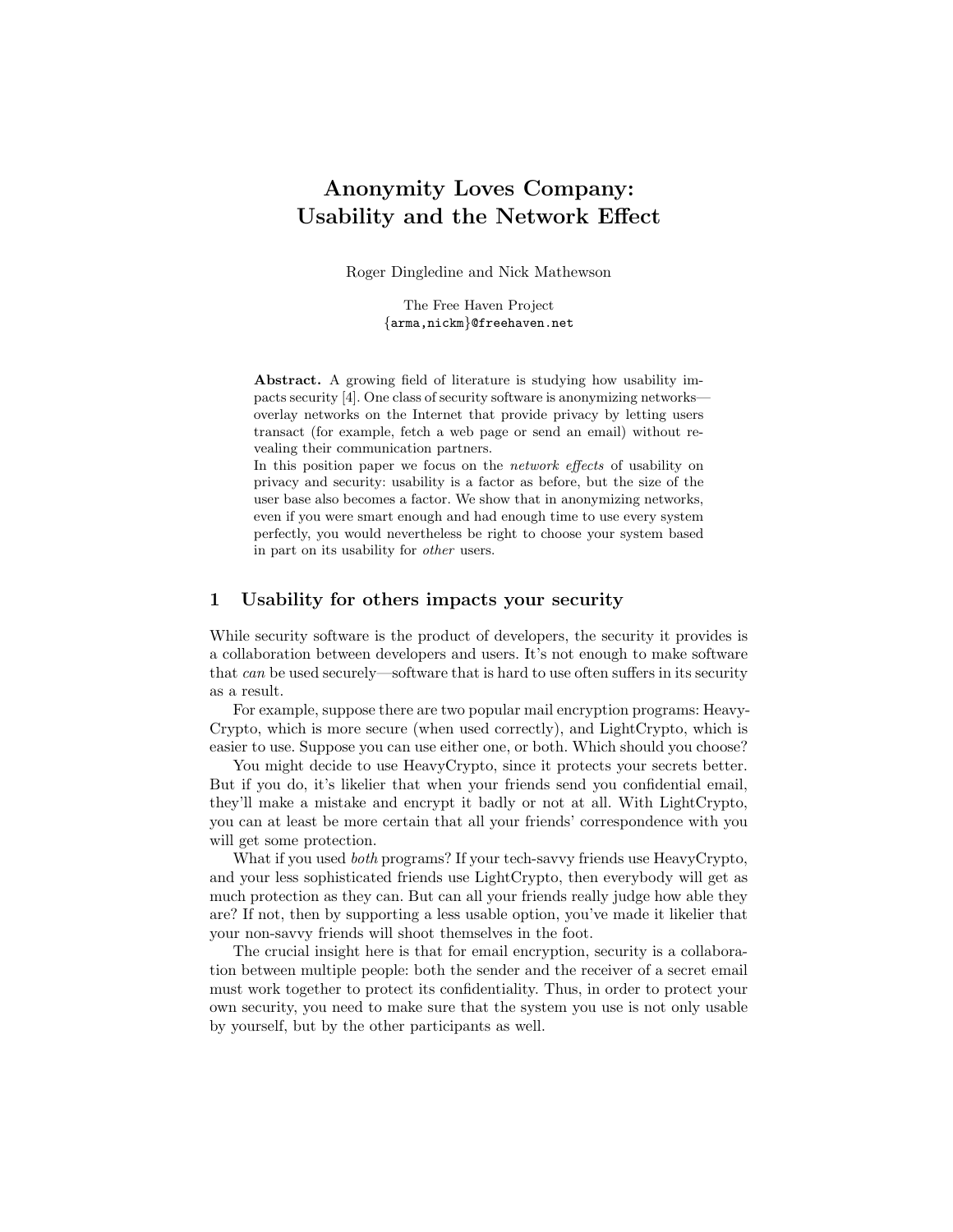# Anonymity Loves Company: Usability and the Network Effect

Roger Dingledine and Nick Mathewson

The Free Haven Project
{arma,nickm}@freehaven.net

**Abstract.** A growing field of literature is studying how usability impacts security [4]. One class of security software is anonymizing networks—overlay networks on the Internet that provide privacy by letting users transact (for example, fetch a web page or send an email) without revealing their communication partners.

In this position paper we focus on the *network effects* of usability on privacy and security: usability is a factor as before, but the size of the user base also becomes a factor. We show that in anonymizing networks, even if you were smart enough and had enough time to use every system perfectly, you would nevertheless be right to choose your system based in part on its usability for *other* users.

## 1 Usability for others impacts your security

While security software is the product of developers, the security it provides is a collaboration between developers and users. It's not enough to make software that *can* be used securely—software that is hard to use often suffers in its security as a result.

For example, suppose there are two popular mail encryption programs: HeavyCrypto, which is more secure (when used correctly), and LightCrypto, which is easier to use. Suppose you can use either one, or both. Which should you choose?

You might decide to use HeavyCrypto, since it protects your secrets better. But if you do, it's likelier that when your friends send you confidential email, they'll make a mistake and encrypt it badly or not at all. With LightCrypto, you can at least be more certain that all your friends' correspondence with you will get some protection.

What if you used *both* programs? If your tech-savvy friends use HeavyCrypto, and your less sophisticated friends use LightCrypto, then everybody will get as much protection as they can. But can all your friends really judge how able they are? If not, then by supporting a less usable option, you've made it likelier that your non-savvy friends will shoot themselves in the foot.

The crucial insight here is that for email encryption, security is a collaboration between multiple people: both the sender and the receiver of a secret email must work together to protect its confidentiality. Thus, in order to protect your own security, you need to make sure that the system you use is not only usable by yourself, but by the other participants as well.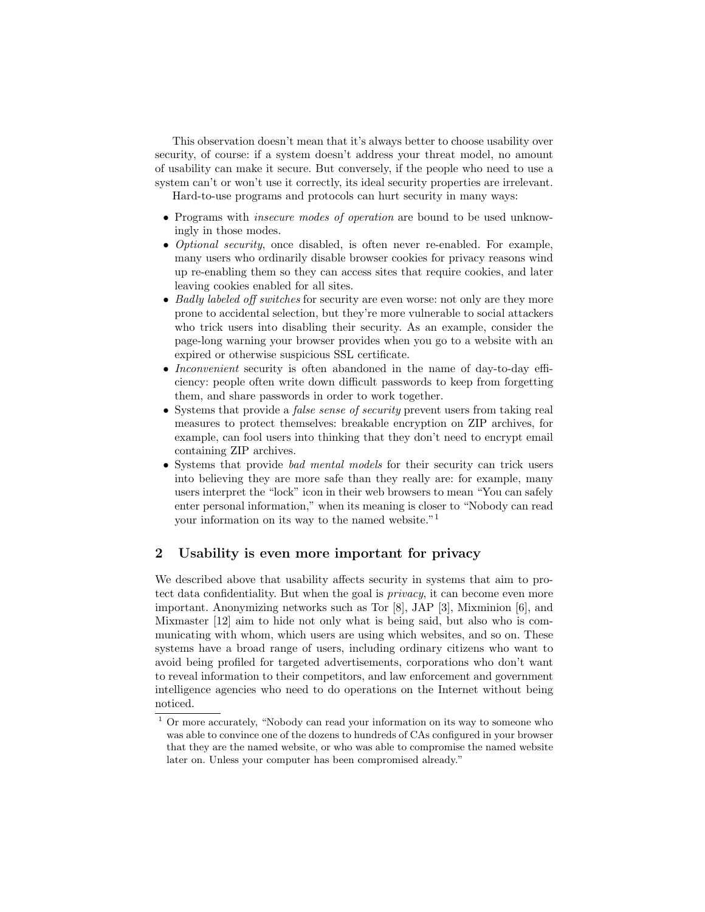This observation doesn't mean that it's always better to choose usability over security, of course: if a system doesn't address your threat model, no amount of usability can make it secure. But conversely, if the people who need to use a system can't or won't use it correctly, its ideal security properties are irrelevant.

Hard-to-use programs and protocols can hurt security in many ways:

- Programs with *insecure modes of operation* are bound to be used unknowingly in those modes.
- *Optional security*, once disabled, is often never re-enabled. For example, many users who ordinarily disable browser cookies for privacy reasons wind up re-enabling them so they can access sites that require cookies, and later leaving cookies enabled for all sites.
- *Badly labeled off switches* for security are even worse: not only are they more prone to accidental selection, but they're more vulnerable to social attackers who trick users into disabling their security. As an example, consider the page-long warning your browser provides when you go to a website with an expired or otherwise suspicious SSL certificate.
- *Inconvenient* security is often abandoned in the name of day-to-day efficiency: people often write down difficult passwords to keep from forgetting them, and share passwords in order to work together.
- Systems that provide a *false sense of security* prevent users from taking real measures to protect themselves: breakable encryption on ZIP archives, for example, can fool users into thinking that they don't need to encrypt email containing ZIP archives.
- Systems that provide *bad mental models* for their security can trick users into believing they are more safe than they really are: for example, many users interpret the "lock" icon in their web browsers to mean "You can safely enter personal information," when its meaning is closer to "Nobody can read your information on its way to the named website."[1]

## 2 Usability is even more important for privacy

We described above that usability affects security in systems that aim to protect data confidentiality. But when the goal is *privacy*, it can become even more important. Anonymizing networks such as Tor [8], JAP [3], Mixminion [6], and Mixmaster [12] aim to hide not only what is being said, but also who is communicating with whom, which users are using which websites, and so on. These systems have a broad range of users, including ordinary citizens who want to avoid being profiled for targeted advertisements, corporations who don't want to reveal information to their competitors, and law enforcement and government intelligence agencies who need to do operations on the Internet without being noticed.

---

[1] Or more accurately, "Nobody can read your information on its way to someone who was able to convince one of the dozens to hundreds of CAs configured in your browser that they are the named website, or who was able to compromise the named website later on. Unless your computer has been compromised already."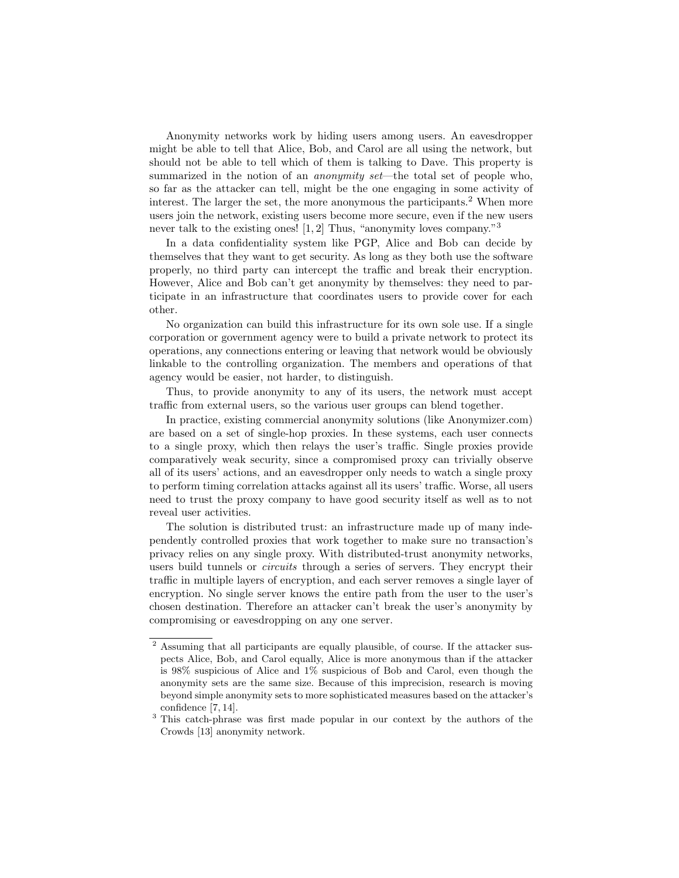Anonymity networks work by hiding users among users. An eavesdropper might be able to tell that Alice, Bob, and Carol are all using the network, but should not be able to tell which of them is talking to Dave. This property is summarized in the notion of an *anonymity set*—the total set of people who, so far as the attacker can tell, might be the one engaging in some activity of interest. The larger the set, the more anonymous the participants.[2] When more users join the network, existing users become more secure, even if the new users never talk to the existing ones! [1, 2] Thus, "anonymity loves company."[3]

In a data confidentiality system like PGP, Alice and Bob can decide by themselves that they want to get security. As long as they both use the software properly, no third party can intercept the traffic and break their encryption. However, Alice and Bob can't get anonymity by themselves: they need to participate in an infrastructure that coordinates users to provide cover for each other.

No organization can build this infrastructure for its own sole use. If a single corporation or government agency were to build a private network to protect its operations, any connections entering or leaving that network would be obviously linkable to the controlling organization. The members and operations of that agency would be easier, not harder, to distinguish.

Thus, to provide anonymity to any of its users, the network must accept traffic from external users, so the various user groups can blend together.

In practice, existing commercial anonymity solutions (like Anonymizer.com) are based on a set of single-hop proxies. In these systems, each user connects to a single proxy, which then relays the user's traffic. Single proxies provide comparatively weak security, since a compromised proxy can trivially observe all of its users' actions, and an eavesdropper only needs to watch a single proxy to perform timing correlation attacks against all its users' traffic. Worse, all users need to trust the proxy company to have good security itself as well as to not reveal user activities.

The solution is distributed trust: an infrastructure made up of many independently controlled proxies that work together to make sure no transaction's privacy relies on any single proxy. With distributed-trust anonymity networks, users build tunnels or *circuits* through a series of servers. They encrypt their traffic in multiple layers of encryption, and each server removes a single layer of encryption. No single server knows the entire path from the user to the user's chosen destination. Therefore an attacker can't break the user's anonymity by compromising or eavesdropping on any one server.

---

[2] Assuming that all participants are equally plausible, of course. If the attacker suspects Alice, Bob, and Carol equally, Alice is more anonymous than if the attacker is 98% suspicious of Alice and 1% suspicious of Bob and Carol, even though the anonymity sets are the same size. Because of this imprecision, research is moving beyond simple anonymity sets to more sophisticated measures based on the attacker's confidence [7, 14].

[3] This catch-phrase was first made popular in our context by the authors of the Crowds [13] anonymity network.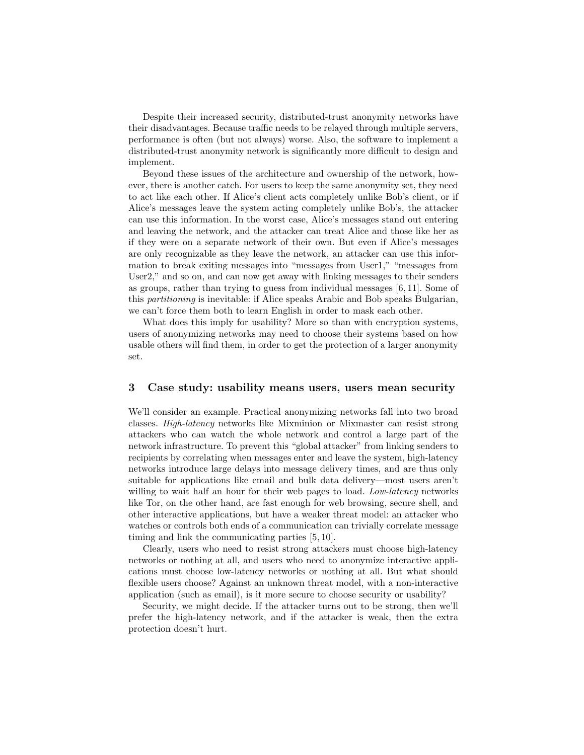Despite their increased security, distributed-trust anonymity networks have their disadvantages. Because traffic needs to be relayed through multiple servers, performance is often (but not always) worse. Also, the software to implement a distributed-trust anonymity network is significantly more difficult to design and implement.

Beyond these issues of the architecture and ownership of the network, however, there is another catch. For users to keep the same anonymity set, they need to act like each other. If Alice's client acts completely unlike Bob's client, or if Alice's messages leave the system acting completely unlike Bob's, the attacker can use this information. In the worst case, Alice's messages stand out entering and leaving the network, and the attacker can treat Alice and those like her as if they were on a separate network of their own. But even if Alice's messages are only recognizable as they leave the network, an attacker can use this information to break exiting messages into "messages from User1," "messages from User2," and so on, and can now get away with linking messages to their senders as groups, rather than trying to guess from individual messages [6, 11]. Some of this *partitioning* is inevitable: if Alice speaks Arabic and Bob speaks Bulgarian, we can't force them both to learn English in order to mask each other.

What does this imply for usability? More so than with encryption systems, users of anonymizing networks may need to choose their systems based on how usable others will find them, in order to get the protection of a larger anonymity set.

## 3 Case study: usability means users, users mean security

We'll consider an example. Practical anonymizing networks fall into two broad classes. *High-latency* networks like Mixminion or Mixmaster can resist strong attackers who can watch the whole network and control a large part of the network infrastructure. To prevent this "global attacker" from linking senders to recipients by correlating when messages enter and leave the system, high-latency networks introduce large delays into message delivery times, and are thus only suitable for applications like email and bulk data delivery—most users aren't willing to wait half an hour for their web pages to load. *Low-latency* networks like Tor, on the other hand, are fast enough for web browsing, secure shell, and other interactive applications, but have a weaker threat model: an attacker who watches or controls both ends of a communication can trivially correlate message timing and link the communicating parties [5, 10].

Clearly, users who need to resist strong attackers must choose high-latency networks or nothing at all, and users who need to anonymize interactive applications must choose low-latency networks or nothing at all. But what should flexible users choose? Against an unknown threat model, with a non-interactive application (such as email), is it more secure to choose security or usability?

Security, we might decide. If the attacker turns out to be strong, then we'll prefer the high-latency network, and if the attacker is weak, then the extra protection doesn't hurt.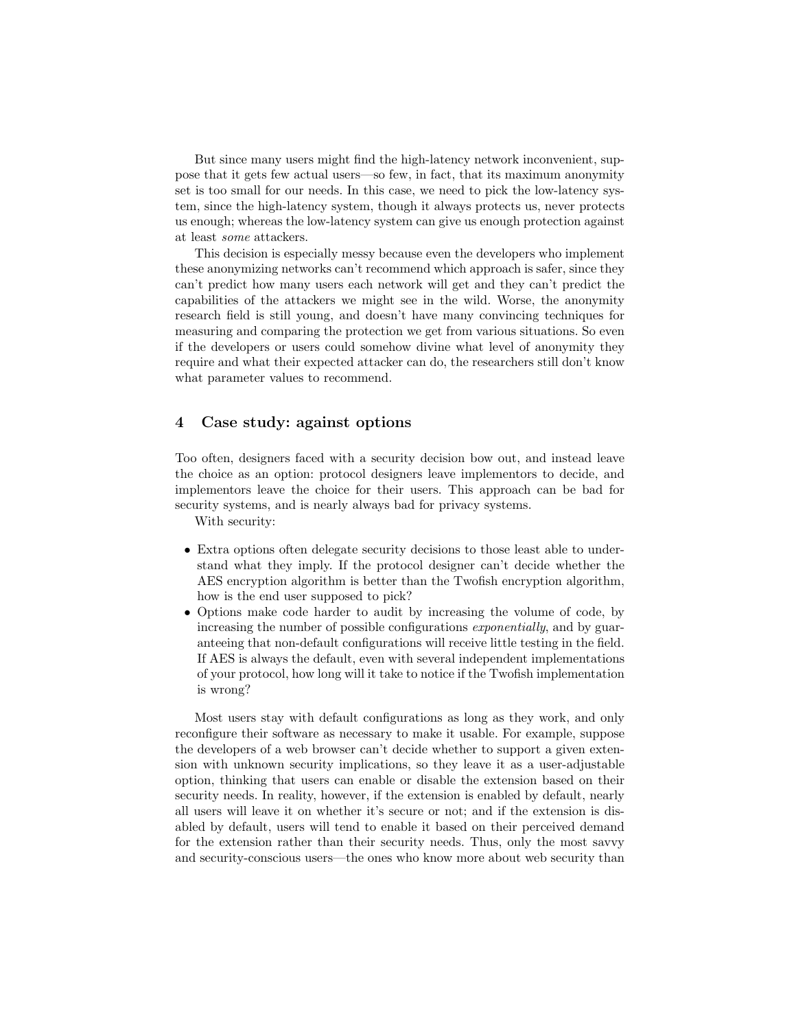But since many users might find the high-latency network inconvenient, suppose that it gets few actual users—so few, in fact, that its maximum anonymity set is too small for our needs. In this case, we need to pick the low-latency system, since the high-latency system, though it always protects us, never protects us enough; whereas the low-latency system can give us enough protection against at least *some* attackers.

This decision is especially messy because even the developers who implement these anonymizing networks can't recommend which approach is safer, since they can't predict how many users each network will get and they can't predict the capabilities of the attackers we might see in the wild. Worse, the anonymity research field is still young, and doesn't have many convincing techniques for measuring and comparing the protection we get from various situations. So even if the developers or users could somehow divine what level of anonymity they require and what their expected attacker can do, the researchers still don't know what parameter values to recommend.

## 4 Case study: against options

Too often, designers faced with a security decision bow out, and instead leave the choice as an option: protocol designers leave implementors to decide, and implementors leave the choice for their users. This approach can be bad for security systems, and is nearly always bad for privacy systems.

With security:

- Extra options often delegate security decisions to those least able to understand what they imply. If the protocol designer can't decide whether the AES encryption algorithm is better than the Twofish encryption algorithm, how is the end user supposed to pick?
- Options make code harder to audit by increasing the volume of code, by increasing the number of possible configurations *exponentially*, and by guaranteeing that non-default configurations will receive little testing in the field. If AES is always the default, even with several independent implementations of your protocol, how long will it take to notice if the Twofish implementation is wrong?

Most users stay with default configurations as long as they work, and only reconfigure their software as necessary to make it usable. For example, suppose the developers of a web browser can't decide whether to support a given extension with unknown security implications, so they leave it as a user-adjustable option, thinking that users can enable or disable the extension based on their security needs. In reality, however, if the extension is enabled by default, nearly all users will leave it on whether it's secure or not; and if the extension is disabled by default, users will tend to enable it based on their perceived demand for the extension rather than their security needs. Thus, only the most savvy and security-conscious users—the ones who know more about web security than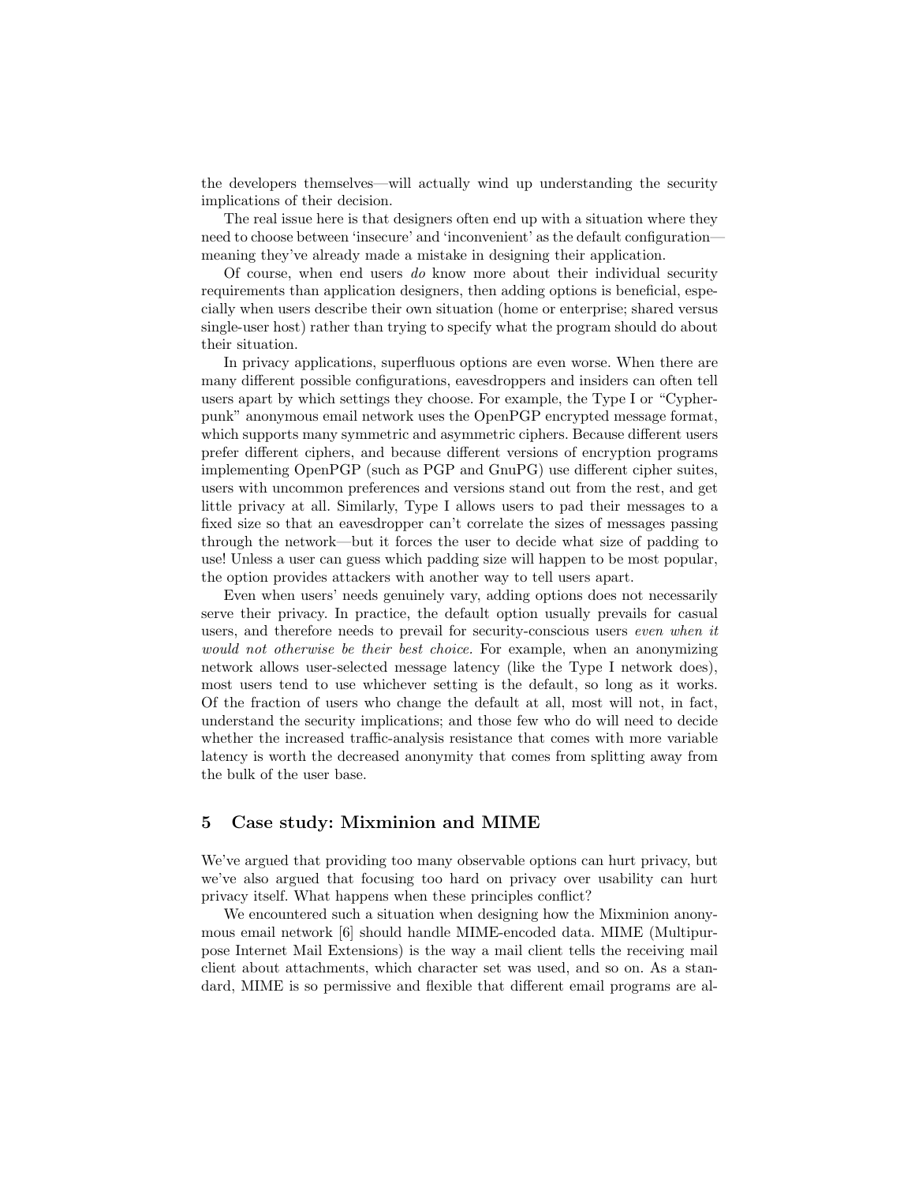the developers themselves—will actually wind up understanding the security implications of their decision.

The real issue here is that designers often end up with a situation where they need to choose between 'insecure' and 'inconvenient' as the default configuration—meaning they've already made a mistake in designing their application.

Of course, when end users *do* know more about their individual security requirements than application designers, then adding options is beneficial, especially when users describe their own situation (home or enterprise; shared versus single-user host) rather than trying to specify what the program should do about their situation.

In privacy applications, superfluous options are even worse. When there are many different possible configurations, eavesdroppers and insiders can often tell users apart by which settings they choose. For example, the Type I or "Cypherpunk" anonymous email network uses the OpenPGP encrypted message format, which supports many symmetric and asymmetric ciphers. Because different users prefer different ciphers, and because different versions of encryption programs implementing OpenPGP (such as PGP and GnuPG) use different cipher suites, users with uncommon preferences and versions stand out from the rest, and get little privacy at all. Similarly, Type I allows users to pad their messages to a fixed size so that an eavesdropper can't correlate the sizes of messages passing through the network—but it forces the user to decide what size of padding to use! Unless a user can guess which padding size will happen to be most popular, the option provides attackers with another way to tell users apart.

Even when users' needs genuinely vary, adding options does not necessarily serve their privacy. In practice, the default option usually prevails for casual users, and therefore needs to prevail for security-conscious users *even when it would not otherwise be their best choice.* For example, when an anonymizing network allows user-selected message latency (like the Type I network does), most users tend to use whichever setting is the default, so long as it works. Of the fraction of users who change the default at all, most will not, in fact, understand the security implications; and those few who do will need to decide whether the increased traffic-analysis resistance that comes with more variable latency is worth the decreased anonymity that comes from splitting away from the bulk of the user base.

## 5 Case study: Mixminion and MIME

We've argued that providing too many observable options can hurt privacy, but we've also argued that focusing too hard on privacy over usability can hurt privacy itself. What happens when these principles conflict?

We encountered such a situation when designing how the Mixminion anonymous email network [6] should handle MIME-encoded data. MIME (Multipurpose Internet Mail Extensions) is the way a mail client tells the receiving mail client about attachments, which character set was used, and so on. As a standard, MIME is so permissive and flexible that different email programs are al-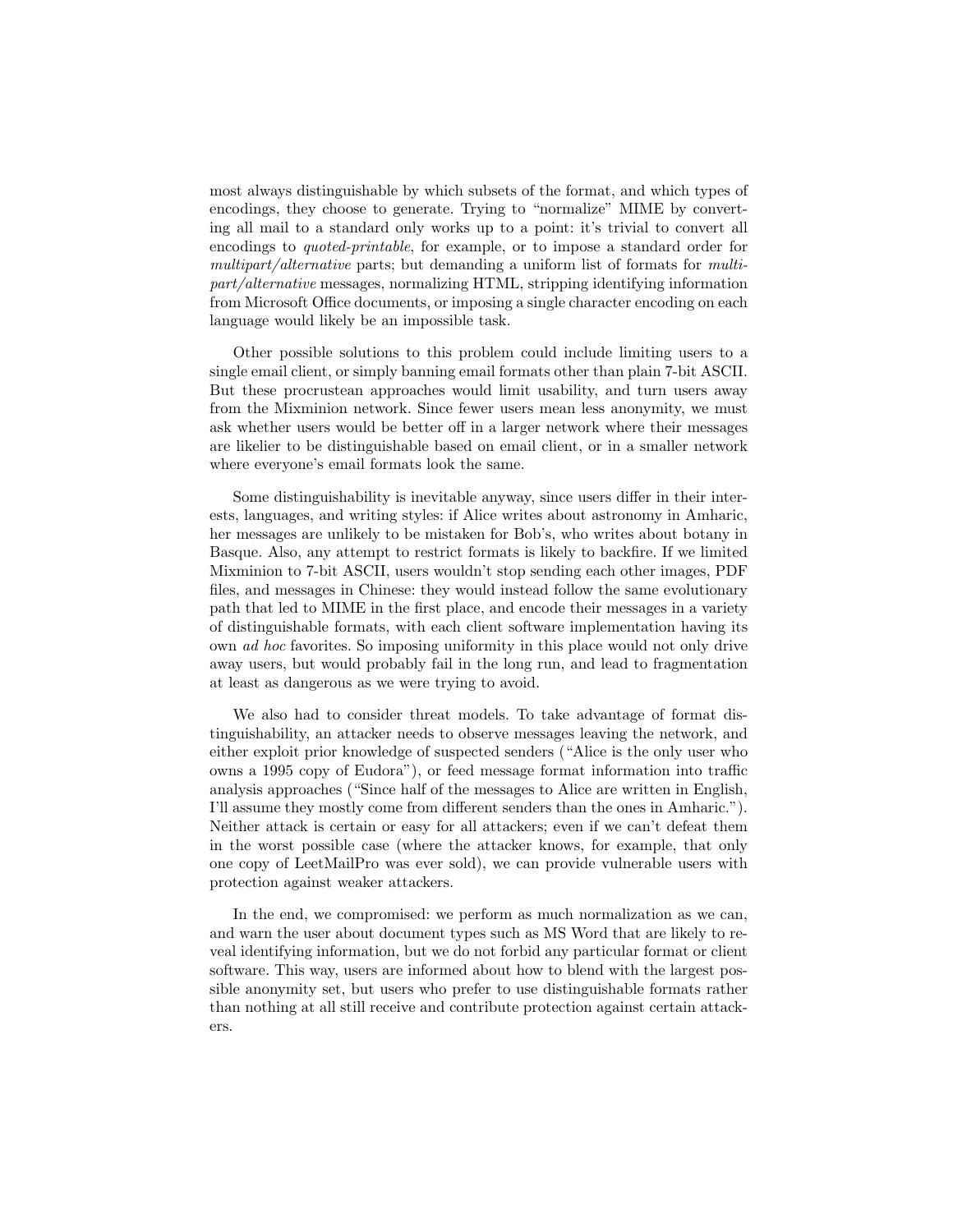most always distinguishable by which subsets of the format, and which types of encodings, they choose to generate. Trying to "normalize" MIME by converting all mail to a standard only works up to a point: it's trivial to convert all encodings to *quoted-printable*, for example, or to impose a standard order for *multipart/alternative* parts; but demanding a uniform list of formats for *multipart/alternative* messages, normalizing HTML, stripping identifying information from Microsoft Office documents, or imposing a single character encoding on each language would likely be an impossible task.

Other possible solutions to this problem could include limiting users to a single email client, or simply banning email formats other than plain 7-bit ASCII. But these procrustean approaches would limit usability, and turn users away from the Mixminion network. Since fewer users mean less anonymity, we must ask whether users would be better off in a larger network where their messages are likelier to be distinguishable based on email client, or in a smaller network where everyone's email formats look the same.

Some distinguishability is inevitable anyway, since users differ in their interests, languages, and writing styles: if Alice writes about astronomy in Amharic, her messages are unlikely to be mistaken for Bob's, who writes about botany in Basque. Also, any attempt to restrict formats is likely to backfire. If we limited Mixminion to 7-bit ASCII, users wouldn't stop sending each other images, PDF files, and messages in Chinese: they would instead follow the same evolutionary path that led to MIME in the first place, and encode their messages in a variety of distinguishable formats, with each client software implementation having its own *ad hoc* favorites. So imposing uniformity in this place would not only drive away users, but would probably fail in the long run, and lead to fragmentation at least as dangerous as we were trying to avoid.

We also had to consider threat models. To take advantage of format distinguishability, an attacker needs to observe messages leaving the network, and either exploit prior knowledge of suspected senders ("Alice is the only user who owns a 1995 copy of Eudora"), or feed message format information into traffic analysis approaches ("Since half of the messages to Alice are written in English, I'll assume they mostly come from different senders than the ones in Amharic."). Neither attack is certain or easy for all attackers; even if we can't defeat them in the worst possible case (where the attacker knows, for example, that only one copy of LeetMailPro was ever sold), we can provide vulnerable users with protection against weaker attackers.

In the end, we compromised: we perform as much normalization as we can, and warn the user about document types such as MS Word that are likely to reveal identifying information, but we do not forbid any particular format or client software. This way, users are informed about how to blend with the largest possible anonymity set, but users who prefer to use distinguishable formats rather than nothing at all still receive and contribute protection against certain attackers.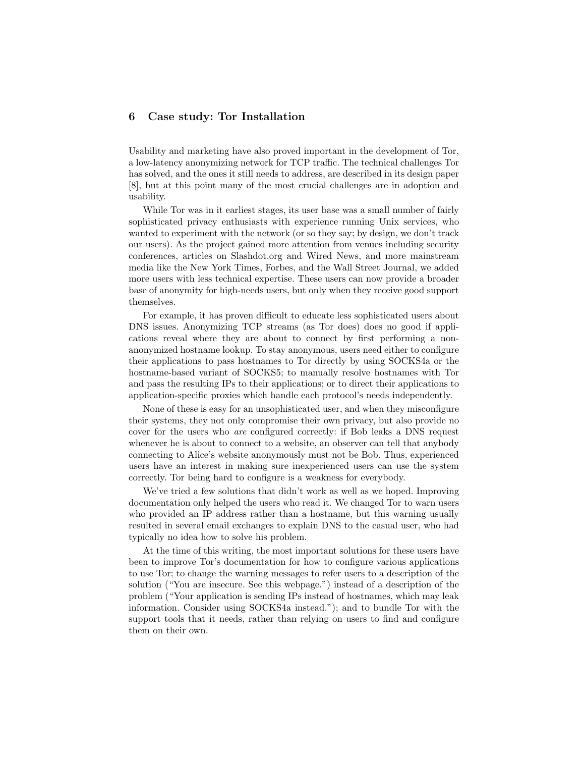## 6 Case study: Tor Installation

Usability and marketing have also proved important in the development of Tor, a low-latency anonymizing network for TCP traffic. The technical challenges Tor has solved, and the ones it still needs to address, are described in its design paper [8], but at this point many of the most crucial challenges are in adoption and usability.

While Tor was in it earliest stages, its user base was a small number of fairly sophisticated privacy enthusiasts with experience running Unix services, who wanted to experiment with the network (or so they say; by design, we don't track our users). As the project gained more attention from venues including security conferences, articles on Slashdot.org and Wired News, and more mainstream media like the New York Times, Forbes, and the Wall Street Journal, we added more users with less technical expertise. These users can now provide a broader base of anonymity for high-needs users, but only when they receive good support themselves.

For example, it has proven difficult to educate less sophisticated users about DNS issues. Anonymizing TCP streams (as Tor does) does no good if applications reveal where they are about to connect by first performing a non-anonymized hostname lookup. To stay anonymous, users need either to configure their applications to pass hostnames to Tor directly by using SOCKS4a or the hostname-based variant of SOCKS5; to manually resolve hostnames with Tor and pass the resulting IPs to their applications; or to direct their applications to application-specific proxies which handle each protocol's needs independently.

None of these is easy for an unsophisticated user, and when they misconfigure their systems, they not only compromise their own privacy, but also provide no cover for the users who *are* configured correctly: if Bob leaks a DNS request whenever he is about to connect to a website, an observer can tell that anybody connecting to Alice's website anonymously must not be Bob. Thus, experienced users have an interest in making sure inexperienced users can use the system correctly. Tor being hard to configure is a weakness for everybody.

We've tried a few solutions that didn't work as well as we hoped. Improving documentation only helped the users who read it. We changed Tor to warn users who provided an IP address rather than a hostname, but this warning usually resulted in several email exchanges to explain DNS to the casual user, who had typically no idea how to solve his problem.

At the time of this writing, the most important solutions for these users have been to improve Tor's documentation for how to configure various applications to use Tor; to change the warning messages to refer users to a description of the solution ("You are insecure. See this webpage.") instead of a description of the problem ("Your application is sending IPs instead of hostnames, which may leak information. Consider using SOCKS4a instead."); and to bundle Tor with the support tools that it needs, rather than relying on users to find and configure them on their own.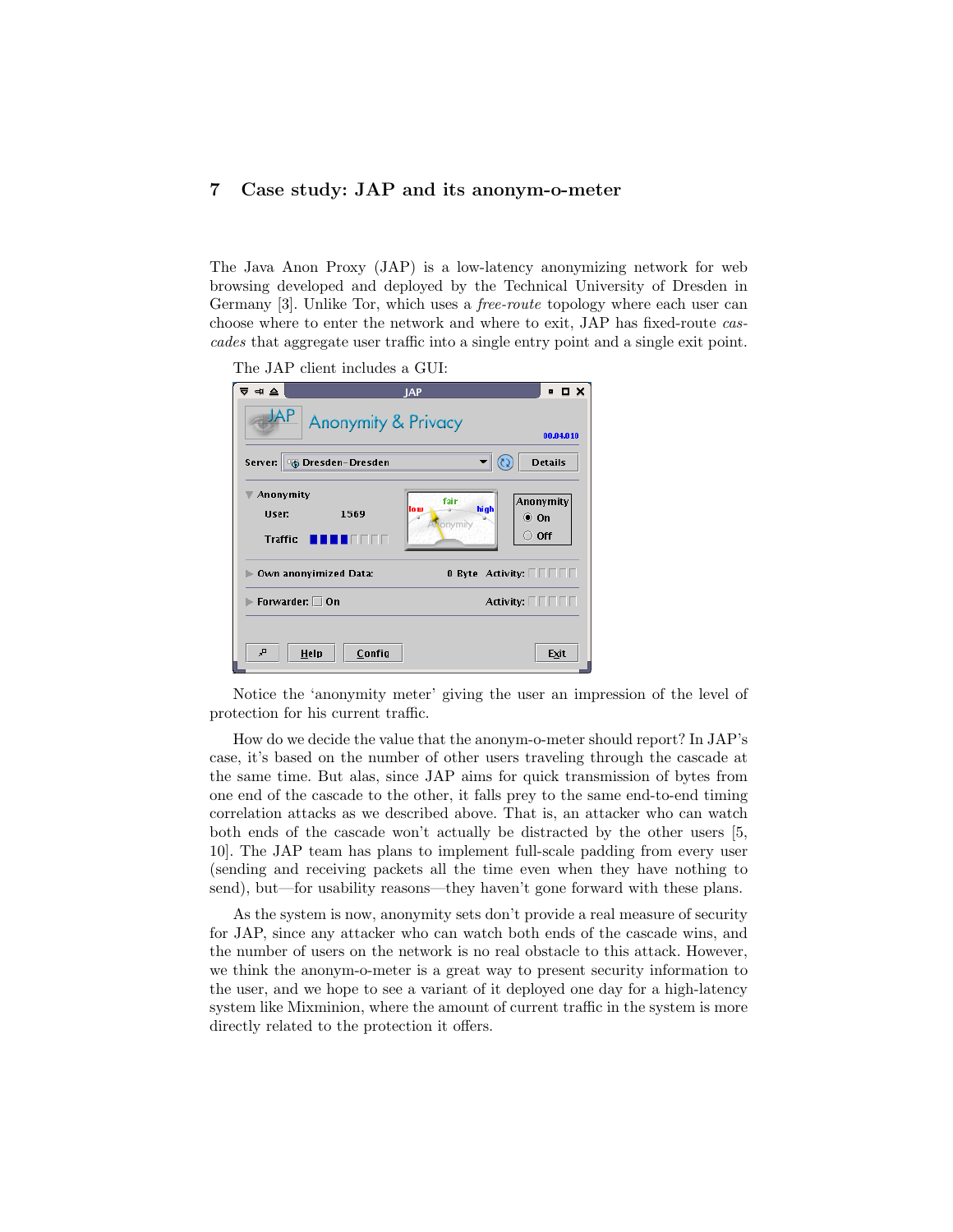## 7 Case study: JAP and its anonym-o-meter

The Java Anon Proxy (JAP) is a low-latency anonymizing network for web browsing developed and deployed by the Technical University of Dresden in Germany [3]. Unlike Tor, which uses a *free-route* topology where each user can choose where to enter the network and where to exit, JAP has fixed-route *cascades* that aggregate user traffic into a single entry point and a single exit point.

The JAP client includes a GUI:

Notice the 'anonymity meter' giving the user an impression of the level of protection for his current traffic.

How do we decide the value that the anonym-o-meter should report? In JAP's case, it's based on the number of other users traveling through the cascade at the same time. But alas, since JAP aims for quick transmission of bytes from one end of the cascade to the other, it falls prey to the same end-to-end timing correlation attacks as we described above. That is, an attacker who can watch both ends of the cascade won't actually be distracted by the other users [5, 10]. The JAP team has plans to implement full-scale padding from every user (sending and receiving packets all the time even when they have nothing to send), but—for usability reasons—they haven't gone forward with these plans.

As the system is now, anonymity sets don't provide a real measure of security for JAP, since any attacker who can watch both ends of the cascade wins, and the number of users on the network is no real obstacle to this attack. However, we think the anonym-o-meter is a great way to present security information to the user, and we hope to see a variant of it deployed one day for a high-latency system like Mixminion, where the amount of current traffic in the system is more directly related to the protection it offers.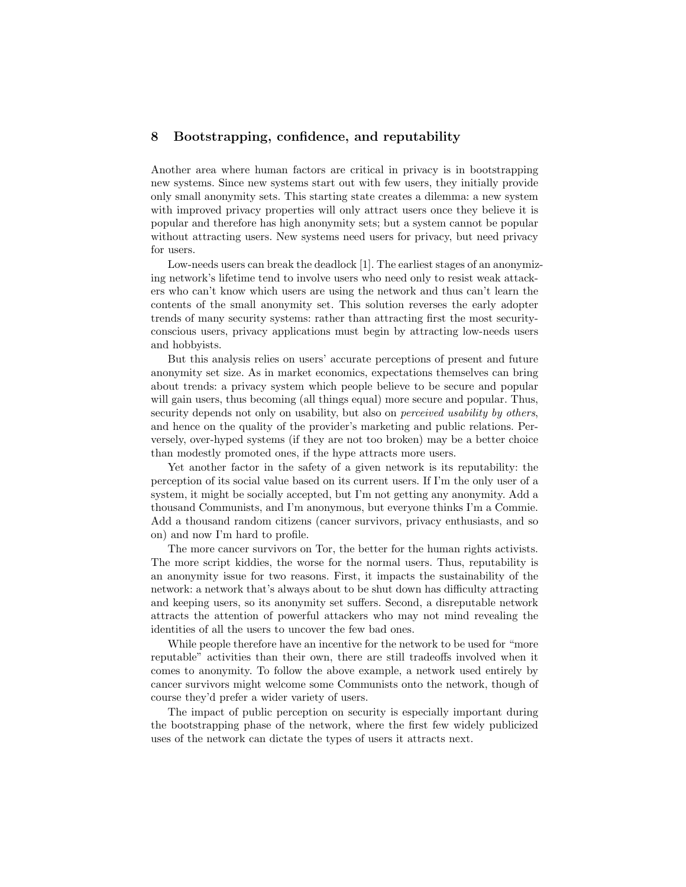## 8 Bootstrapping, confidence, and reputability

Another area where human factors are critical in privacy is in bootstrapping new systems. Since new systems start out with few users, they initially provide only small anonymity sets. This starting state creates a dilemma: a new system with improved privacy properties will only attract users once they believe it is popular and therefore has high anonymity sets; but a system cannot be popular without attracting users. New systems need users for privacy, but need privacy for users.

Low-needs users can break the deadlock [1]. The earliest stages of an anonymizing network's lifetime tend to involve users who need only to resist weak attackers who can't know which users are using the network and thus can't learn the contents of the small anonymity set. This solution reverses the early adopter trends of many security systems: rather than attracting first the most security-conscious users, privacy applications must begin by attracting low-needs users and hobbyists.

But this analysis relies on users' accurate perceptions of present and future anonymity set size. As in market economics, expectations themselves can bring about trends: a privacy system which people believe to be secure and popular will gain users, thus becoming (all things equal) more secure and popular. Thus, security depends not only on usability, but also on *perceived usability by others*, and hence on the quality of the provider's marketing and public relations. Perversely, over-hyped systems (if they are not too broken) may be a better choice than modestly promoted ones, if the hype attracts more users.

Yet another factor in the safety of a given network is its reputability: the perception of its social value based on its current users. If I'm the only user of a system, it might be socially accepted, but I'm not getting any anonymity. Add a thousand Communists, and I'm anonymous, but everyone thinks I'm a Commie. Add a thousand random citizens (cancer survivors, privacy enthusiasts, and so on) and now I'm hard to profile.

The more cancer survivors on Tor, the better for the human rights activists. The more script kiddies, the worse for the normal users. Thus, reputability is an anonymity issue for two reasons. First, it impacts the sustainability of the network: a network that's always about to be shut down has difficulty attracting and keeping users, so its anonymity set suffers. Second, a disreputable network attracts the attention of powerful attackers who may not mind revealing the identities of all the users to uncover the few bad ones.

While people therefore have an incentive for the network to be used for "more reputable" activities than their own, there are still tradeoffs involved when it comes to anonymity. To follow the above example, a network used entirely by cancer survivors might welcome some Communists onto the network, though of course they'd prefer a wider variety of users.

The impact of public perception on security is especially important during the bootstrapping phase of the network, where the first few widely publicized uses of the network can dictate the types of users it attracts next.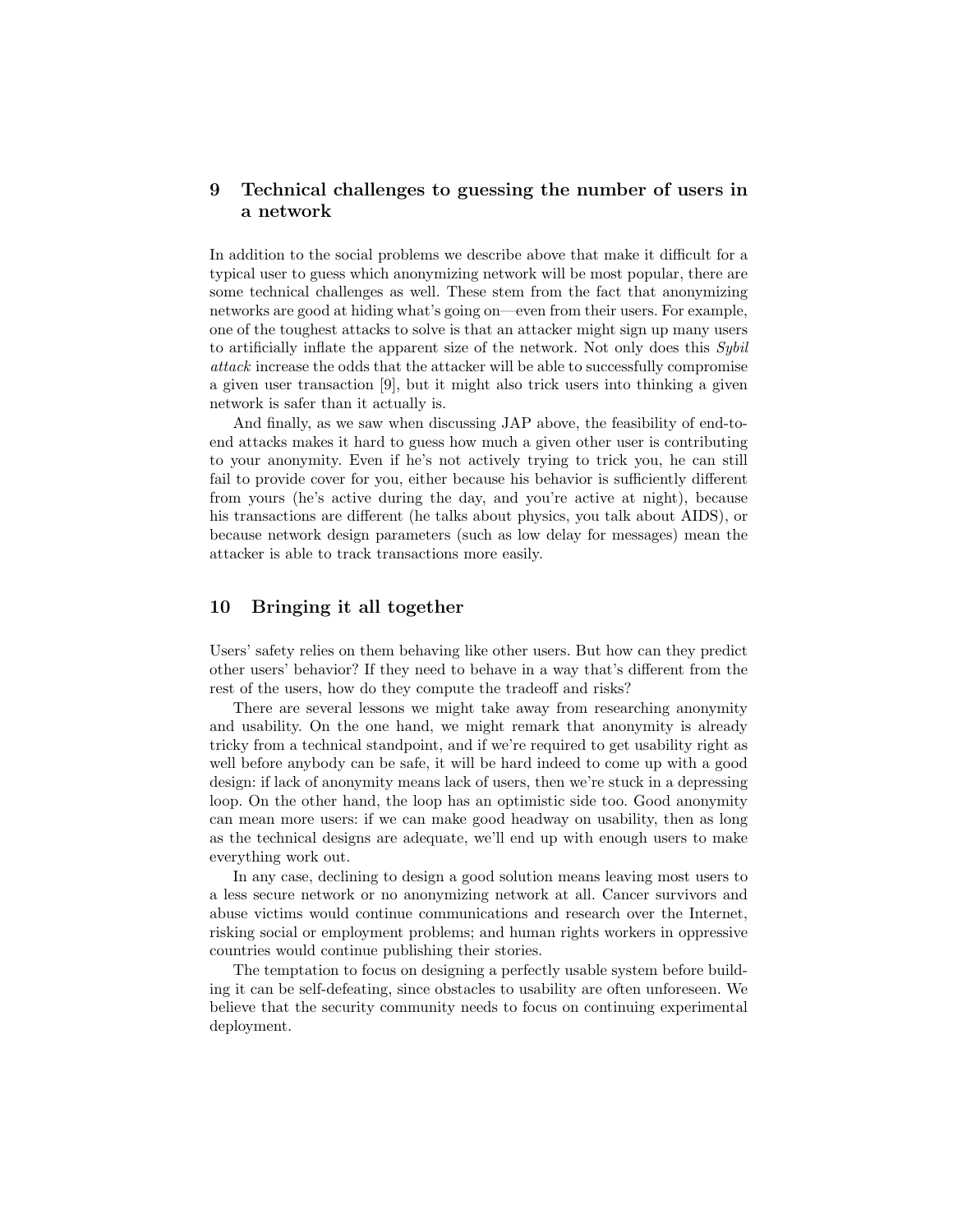## 9 Technical challenges to guessing the number of users in a network

In addition to the social problems we describe above that make it difficult for a typical user to guess which anonymizing network will be most popular, there are some technical challenges as well. These stem from the fact that anonymizing networks are good at hiding what's going on—even from their users. For example, one of the toughest attacks to solve is that an attacker might sign up many users to artificially inflate the apparent size of the network. Not only does this *Sybil attack* increase the odds that the attacker will be able to successfully compromise a given user transaction [9], but it might also trick users into thinking a given network is safer than it actually is.

And finally, as we saw when discussing JAP above, the feasibility of end-to-end attacks makes it hard to guess how much a given other user is contributing to your anonymity. Even if he's not actively trying to trick you, he can still fail to provide cover for you, either because his behavior is sufficiently different from yours (he's active during the day, and you're active at night), because his transactions are different (he talks about physics, you talk about AIDS), or because network design parameters (such as low delay for messages) mean the attacker is able to track transactions more easily.

## 10 Bringing it all together

Users' safety relies on them behaving like other users. But how can they predict other users' behavior? If they need to behave in a way that's different from the rest of the users, how do they compute the tradeoff and risks?

There are several lessons we might take away from researching anonymity and usability. On the one hand, we might remark that anonymity is already tricky from a technical standpoint, and if we're required to get usability right as well before anybody can be safe, it will be hard indeed to come up with a good design: if lack of anonymity means lack of users, then we're stuck in a depressing loop. On the other hand, the loop has an optimistic side too. Good anonymity can mean more users: if we can make good headway on usability, then as long as the technical designs are adequate, we'll end up with enough users to make everything work out.

In any case, declining to design a good solution means leaving most users to a less secure network or no anonymizing network at all. Cancer survivors and abuse victims would continue communications and research over the Internet, risking social or employment problems; and human rights workers in oppressive countries would continue publishing their stories.

The temptation to focus on designing a perfectly usable system before building it can be self-defeating, since obstacles to usability are often unforeseen. We believe that the security community needs to focus on continuing experimental deployment.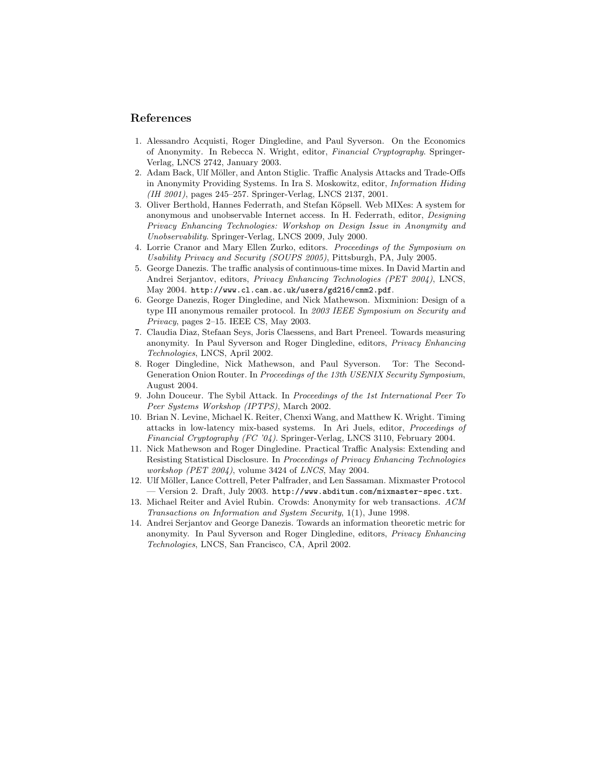## References

1. Alessandro Acquisti, Roger Dingledine, and Paul Syverson. On the Economics of Anonymity. In Rebecca N. Wright, editor, *Financial Cryptography*. Springer-Verlag, LNCS 2742, January 2003.
2. Adam Back, Ulf Möller, and Anton Stiglic. Traffic Analysis Attacks and Trade-Offs in Anonymity Providing Systems. In Ira S. Moskowitz, editor, *Information Hiding (IH 2001)*, pages 245–257. Springer-Verlag, LNCS 2137, 2001.
3. Oliver Berthold, Hannes Federrath, and Stefan Köpsell. Web MIXes: A system for anonymous and unobservable Internet access. In H. Federrath, editor, *Designing Privacy Enhancing Technologies: Workshop on Design Issue in Anonymity and Unobservability*. Springer-Verlag, LNCS 2009, July 2000.
4. Lorrie Cranor and Mary Ellen Zurko, editors. *Proceedings of the Symposium on Usability Privacy and Security (SOUPS 2005)*, Pittsburgh, PA, July 2005.
5. George Danezis. The traffic analysis of continuous-time mixes. In David Martin and Andrei Serjantov, editors, *Privacy Enhancing Technologies (PET 2004)*, LNCS, May 2004. `http://www.cl.cam.ac.uk/users/gd216/cmm2.pdf`.
6. George Danezis, Roger Dingledine, and Nick Mathewson. Mixminion: Design of a type III anonymous remailer protocol. In *2003 IEEE Symposium on Security and Privacy*, pages 2–15. IEEE CS, May 2003.
7. Claudia Diaz, Stefaan Seys, Joris Claessens, and Bart Preneel. Towards measuring anonymity. In Paul Syverson and Roger Dingledine, editors, *Privacy Enhancing Technologies*, LNCS, April 2002.
8. Roger Dingledine, Nick Mathewson, and Paul Syverson. Tor: The Second-Generation Onion Router. In *Proceedings of the 13th USENIX Security Symposium*, August 2004.
9. John Douceur. The Sybil Attack. In *Proceedings of the 1st International Peer To Peer Systems Workshop (IPTPS)*, March 2002.
10. Brian N. Levine, Michael K. Reiter, Chenxi Wang, and Matthew K. Wright. Timing attacks in low-latency mix-based systems. In Ari Juels, editor, *Proceedings of Financial Cryptography (FC '04)*. Springer-Verlag, LNCS 3110, February 2004.
11. Nick Mathewson and Roger Dingledine. Practical Traffic Analysis: Extending and Resisting Statistical Disclosure. In *Proceedings of Privacy Enhancing Technologies workshop (PET 2004)*, volume 3424 of *LNCS*, May 2004.
12. Ulf Möller, Lance Cottrell, Peter Palfrader, and Len Sassaman. Mixmaster Protocol — Version 2. Draft, July 2003. `http://www.abditum.com/mixmaster-spec.txt`.
13. Michael Reiter and Aviel Rubin. Crowds: Anonymity for web transactions. *ACM Transactions on Information and System Security*, 1(1), June 1998.
14. Andrei Serjantov and George Danezis. Towards an information theoretic metric for anonymity. In Paul Syverson and Roger Dingledine, editors, *Privacy Enhancing Technologies*, LNCS, San Francisco, CA, April 2002.